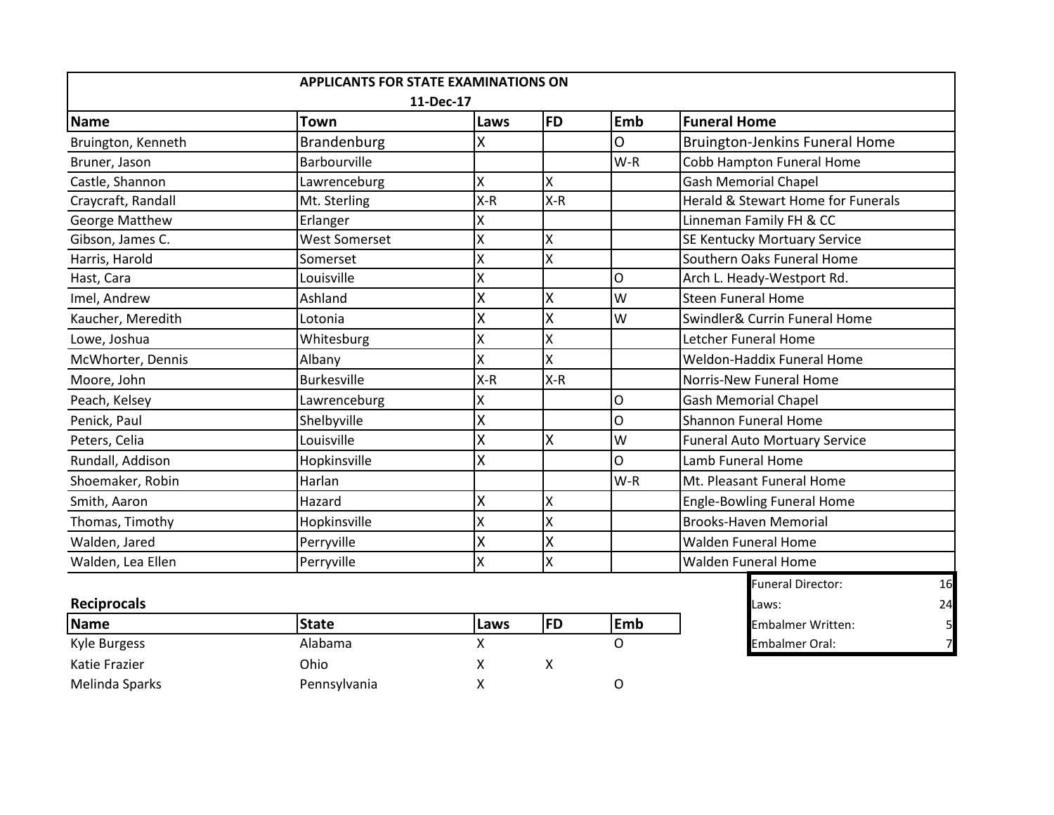## APPLICANTS FOR STATE EXAMINATIONS ON 11-Dec-17

| Name | Town | Laws | FD | Emb | Funeral Home |
|---|---|---|---|---|---|
| Bruington, Kenneth | Brandenburg | X | | O | Bruington-Jenkins Funeral Home |
| Bruner, Jason | Barbourville | | | W-R | Cobb Hampton Funeral Home |
| Castle, Shannon | Lawrenceburg | X | X | | Gash Memorial Chapel |
| Craycraft, Randall | Mt. Sterling | X-R | X-R | | Herald & Stewart Home for Funerals |
| George Matthew | Erlanger | X | | | Linneman Family FH & CC |
| Gibson, James C. | West Somerset | X | X | | SE Kentucky Mortuary Service |
| Harris, Harold | Somerset | X | X | | Southern Oaks Funeral Home |
| Hast, Cara | Louisville | X | | O | Arch L. Heady-Westport Rd. |
| Imel, Andrew | Ashland | X | X | W | Steen Funeral Home |
| Kaucher, Meredith | Lotonia | X | X | W | Swindler& Currin Funeral Home |
| Lowe, Joshua | Whitesburg | X | X | | Letcher Funeral Home |
| McWhorter, Dennis | Albany | X | X | | Weldon-Haddix Funeral Home |
| Moore, John | Burkesville | X-R | X-R | | Norris-New Funeral Home |
| Peach, Kelsey | Lawrenceburg | X | | O | Gash Memorial Chapel |
| Penick, Paul | Shelbyville | X | | O | Shannon Funeral Home |
| Peters, Celia | Louisville | X | X | W | Funeral Auto Mortuary Service |
| Rundall, Addison | Hopkinsville | X | | O | Lamb Funeral Home |
| Shoemaker, Robin | Harlan | | | W-R | Mt. Pleasant Funeral Home |
| Smith, Aaron | Hazard | X | X | | Engle-Bowling Funeral Home |
| Thomas, Timothy | Hopkinsville | X | X | | Brooks-Haven Memorial |
| Walden, Jared | Perryville | X | X | | Walden Funeral Home |
| Walden, Lea Ellen | Perryville | X | X | | Walden Funeral Home |

| | |
|---|---|
| Funeral Director: | 16 |
| Laws: | 24 |
| Embalmer Written: | 5 |
| Embalmer Oral: | 7 |

**Reciprocals**

| Name | State | Laws | FD | Emb |
|---|---|---|---|---|
| Kyle Burgess | Alabama | X | | O |
| Katie Frazier | Ohio | X | X | |
| Melinda Sparks | Pennsylvania | X | | O |